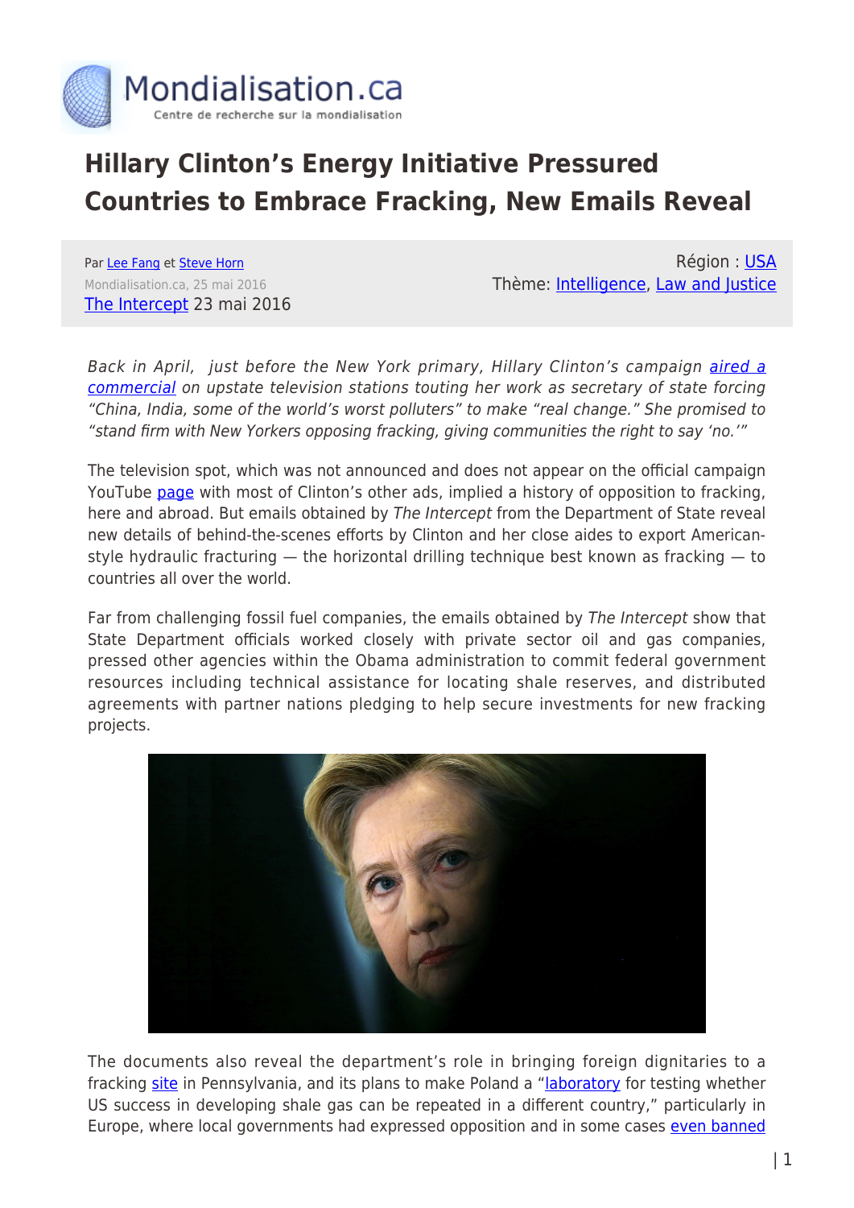# Hillary Clinton's Energy Initiative Pressured Countries to Embrace Fracking, New Emails Reveal

Par Lee Fang et Steve Horn
Mondialisation.ca, 25 mai 2016
The Intercept 23 mai 2016

Région : USA
Thème: Intelligence, Law and Justice

*Back in April, just before the New York primary, Hillary Clinton's campaign aired a commercial on upstate television stations touting her work as secretary of state forcing "China, India, some of the world's worst polluters" to make "real change." She promised to "stand firm with New Yorkers opposing fracking, giving communities the right to say 'no.'"*

The television spot, which was not announced and does not appear on the official campaign YouTube page with most of Clinton's other ads, implied a history of opposition to fracking, here and abroad. But emails obtained by *The Intercept* from the Department of State reveal new details of behind-the-scenes efforts by Clinton and her close aides to export American-style hydraulic fracturing — the horizontal drilling technique best known as fracking — to countries all over the world.

Far from challenging fossil fuel companies, the emails obtained by *The Intercept* show that State Department officials worked closely with private sector oil and gas companies, pressed other agencies within the Obama administration to commit federal government resources including technical assistance for locating shale reserves, and distributed agreements with partner nations pledging to help secure investments for new fracking projects.

The documents also reveal the department's role in bringing foreign dignitaries to a fracking site in Pennsylvania, and its plans to make Poland a "laboratory for testing whether US success in developing shale gas can be repeated in a different country," particularly in Europe, where local governments had expressed opposition and in some cases even banned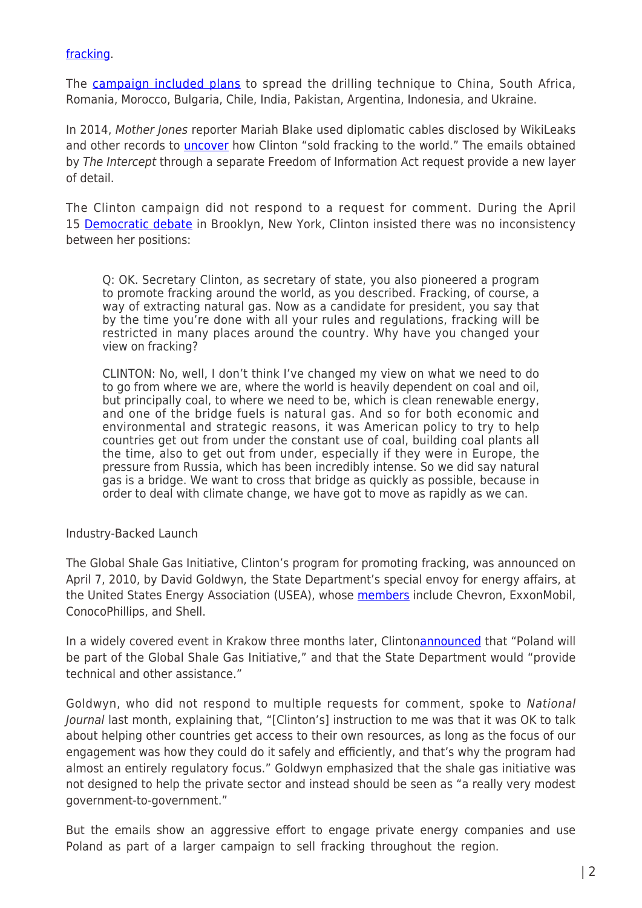fracking.

The campaign included plans to spread the drilling technique to China, South Africa, Romania, Morocco, Bulgaria, Chile, India, Pakistan, Argentina, Indonesia, and Ukraine.

In 2014, *Mother Jones* reporter Mariah Blake used diplomatic cables disclosed by WikiLeaks and other records to uncover how Clinton "sold fracking to the world." The emails obtained by *The Intercept* through a separate Freedom of Information Act request provide a new layer of detail.

The Clinton campaign did not respond to a request for comment. During the April 15 Democratic debate in Brooklyn, New York, Clinton insisted there was no inconsistency between her positions:

> Q: OK. Secretary Clinton, as secretary of state, you also pioneered a program to promote fracking around the world, as you described. Fracking, of course, a way of extracting natural gas. Now as a candidate for president, you say that by the time you're done with all your rules and regulations, fracking will be restricted in many places around the country. Why have you changed your view on fracking?
>
> CLINTON: No, well, I don't think I've changed my view on what we need to do to go from where we are, where the world is heavily dependent on coal and oil, but principally coal, to where we need to be, which is clean renewable energy, and one of the bridge fuels is natural gas. And so for both economic and environmental and strategic reasons, it was American policy to try to help countries get out from under the constant use of coal, building coal plants all the time, also to get out from under, especially if they were in Europe, the pressure from Russia, which has been incredibly intense. So we did say natural gas is a bridge. We want to cross that bridge as quickly as possible, because in order to deal with climate change, we have got to move as rapidly as we can.

## Industry-Backed Launch

The Global Shale Gas Initiative, Clinton's program for promoting fracking, was announced on April 7, 2010, by David Goldwyn, the State Department's special envoy for energy affairs, at the United States Energy Association (USEA), whose members include Chevron, ExxonMobil, ConocoPhillips, and Shell.

In a widely covered event in Krakow three months later, Clintonannounced that "Poland will be part of the Global Shale Gas Initiative," and that the State Department would "provide technical and other assistance."

Goldwyn, who did not respond to multiple requests for comment, spoke to *National Journal* last month, explaining that, "[Clinton's] instruction to me was that it was OK to talk about helping other countries get access to their own resources, as long as the focus of our engagement was how they could do it safely and efficiently, and that's why the program had almost an entirely regulatory focus." Goldwyn emphasized that the shale gas initiative was not designed to help the private sector and instead should be seen as "a really very modest government-to-government."

But the emails show an aggressive effort to engage private energy companies and use Poland as part of a larger campaign to sell fracking throughout the region.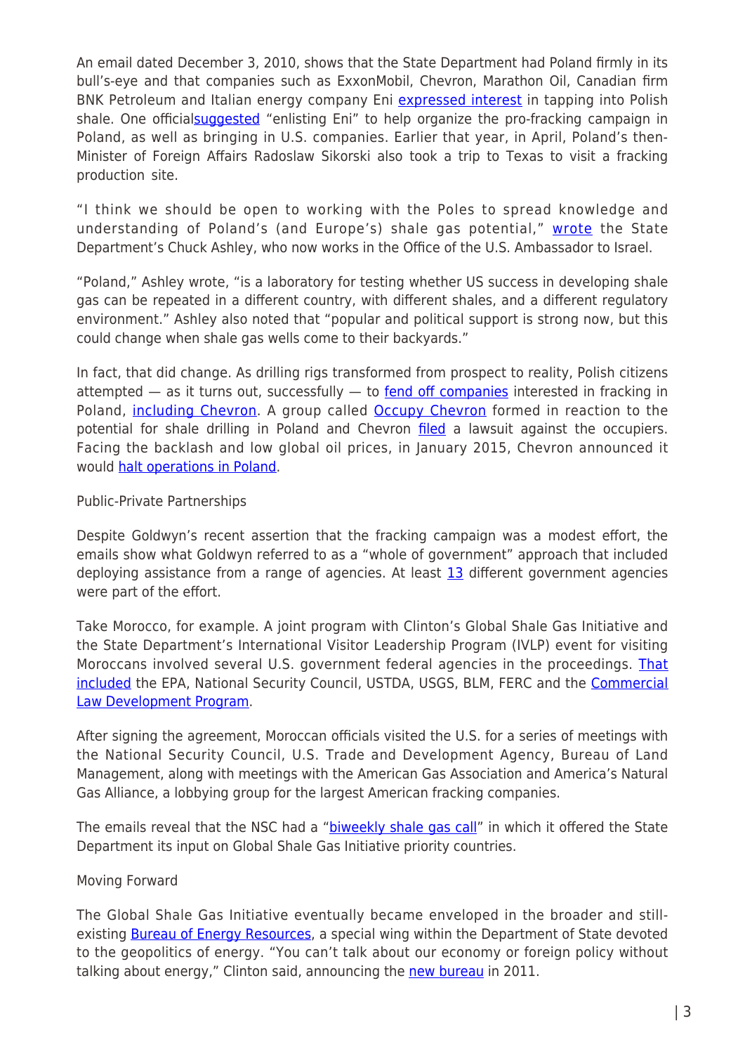An email dated December 3, 2010, shows that the State Department had Poland firmly in its bull's-eye and that companies such as ExxonMobil, Chevron, Marathon Oil, Canadian firm BNK Petroleum and Italian energy company Eni expressed interest in tapping into Polish shale. One officialsuggested "enlisting Eni" to help organize the pro-fracking campaign in Poland, as well as bringing in U.S. companies. Earlier that year, in April, Poland's then-Minister of Foreign Affairs Radoslaw Sikorski also took a trip to Texas to visit a fracking production site.

"I think we should be open to working with the Poles to spread knowledge and understanding of Poland's (and Europe's) shale gas potential," wrote the State Department's Chuck Ashley, who now works in the Office of the U.S. Ambassador to Israel.

"Poland," Ashley wrote, "is a laboratory for testing whether US success in developing shale gas can be repeated in a different country, with different shales, and a different regulatory environment." Ashley also noted that "popular and political support is strong now, but this could change when shale gas wells come to their backyards."

In fact, that did change. As drilling rigs transformed from prospect to reality, Polish citizens attempted — as it turns out, successfully — to fend off companies interested in fracking in Poland, including Chevron. A group called Occupy Chevron formed in reaction to the potential for shale drilling in Poland and Chevron filed a lawsuit against the occupiers. Facing the backlash and low global oil prices, in January 2015, Chevron announced it would halt operations in Poland.

## Public-Private Partnerships

Despite Goldwyn's recent assertion that the fracking campaign was a modest effort, the emails show what Goldwyn referred to as a "whole of government" approach that included deploying assistance from a range of agencies. At least 13 different government agencies were part of the effort.

Take Morocco, for example. A joint program with Clinton's Global Shale Gas Initiative and the State Department's International Visitor Leadership Program (IVLP) event for visiting Moroccans involved several U.S. government federal agencies in the proceedings. That included the EPA, National Security Council, USTDA, USGS, BLM, FERC and the Commercial Law Development Program.

After signing the agreement, Moroccan officials visited the U.S. for a series of meetings with the National Security Council, U.S. Trade and Development Agency, Bureau of Land Management, along with meetings with the American Gas Association and America's Natural Gas Alliance, a lobbying group for the largest American fracking companies.

The emails reveal that the NSC had a "biweekly shale gas call" in which it offered the State Department its input on Global Shale Gas Initiative priority countries.

## Moving Forward

The Global Shale Gas Initiative eventually became enveloped in the broader and still-existing Bureau of Energy Resources, a special wing within the Department of State devoted to the geopolitics of energy. "You can't talk about our economy or foreign policy without talking about energy," Clinton said, announcing the new bureau in 2011.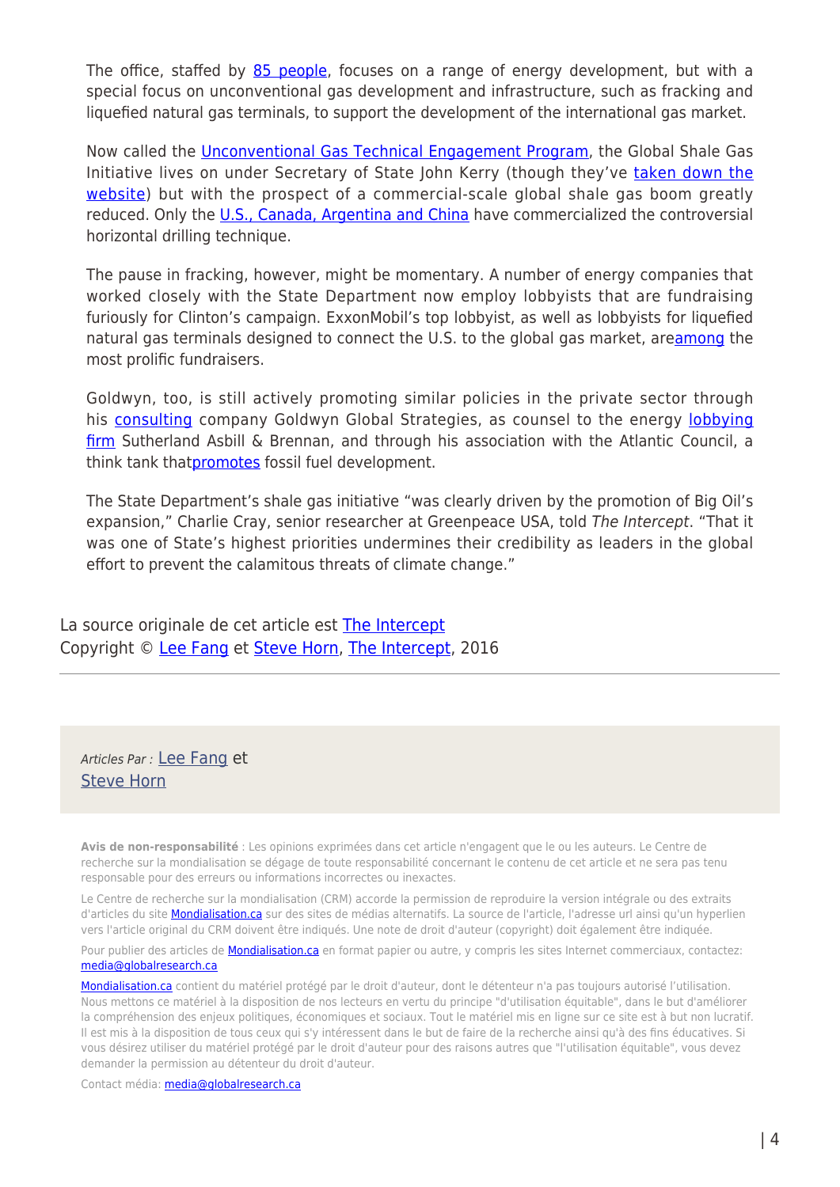The office, staffed by 85 people, focuses on a range of energy development, but with a special focus on unconventional gas development and infrastructure, such as fracking and liquefied natural gas terminals, to support the development of the international gas market.

Now called the Unconventional Gas Technical Engagement Program, the Global Shale Gas Initiative lives on under Secretary of State John Kerry (though they've taken down the website) but with the prospect of a commercial-scale global shale gas boom greatly reduced. Only the U.S., Canada, Argentina and China have commercialized the controversial horizontal drilling technique.

The pause in fracking, however, might be momentary. A number of energy companies that worked closely with the State Department now employ lobbyists that are fundraising furiously for Clinton's campaign. ExxonMobil's top lobbyist, as well as lobbyists for liquefied natural gas terminals designed to connect the U.S. to the global gas market, areamong the most prolific fundraisers.

Goldwyn, too, is still actively promoting similar policies in the private sector through his consulting company Goldwyn Global Strategies, as counsel to the energy lobbying firm Sutherland Asbill & Brennan, and through his association with the Atlantic Council, a think tank thatpromotes fossil fuel development.

The State Department's shale gas initiative "was clearly driven by the promotion of Big Oil's expansion," Charlie Cray, senior researcher at Greenpeace USA, told *The Intercept*. "That it was one of State's highest priorities undermines their credibility as leaders in the global effort to prevent the calamitous threats of climate change."

La source originale de cet article est The Intercept
Copyright © Lee Fang et Steve Horn, The Intercept, 2016

---

*Articles Par :* Lee Fang et Steve Horn

**Avis de non-responsabilité** : Les opinions exprimées dans cet article n'engagent que le ou les auteurs. Le Centre de recherche sur la mondialisation se dégage de toute responsabilité concernant le contenu de cet article et ne sera pas tenu responsable pour des erreurs ou informations incorrectes ou inexactes.

Le Centre de recherche sur la mondialisation (CRM) accorde la permission de reproduire la version intégrale ou des extraits d'articles du site Mondialisation.ca sur des sites de médias alternatifs. La source de l'article, l'adresse url ainsi qu'un hyperlien vers l'article original du CRM doivent être indiqués. Une note de droit d'auteur (copyright) doit également être indiquée.

Pour publier des articles de Mondialisation.ca en format papier ou autre, y compris les sites Internet commerciaux, contactez: media@globalresearch.ca

Mondialisation.ca contient du matériel protégé par le droit d'auteur, dont le détenteur n'a pas toujours autorisé l'utilisation. Nous mettons ce matériel à la disposition de nos lecteurs en vertu du principe "d'utilisation équitable", dans le but d'améliorer la compréhension des enjeux politiques, économiques et sociaux. Tout le matériel mis en ligne sur ce site est à but non lucratif. Il est mis à la disposition de tous ceux qui s'y intéressent dans le but de faire de la recherche ainsi qu'à des fins éducatives. Si vous désirez utiliser du matériel protégé par le droit d'auteur pour des raisons autres que "l'utilisation équitable", vous devez demander la permission au détenteur du droit d'auteur.

Contact média: media@globalresearch.ca